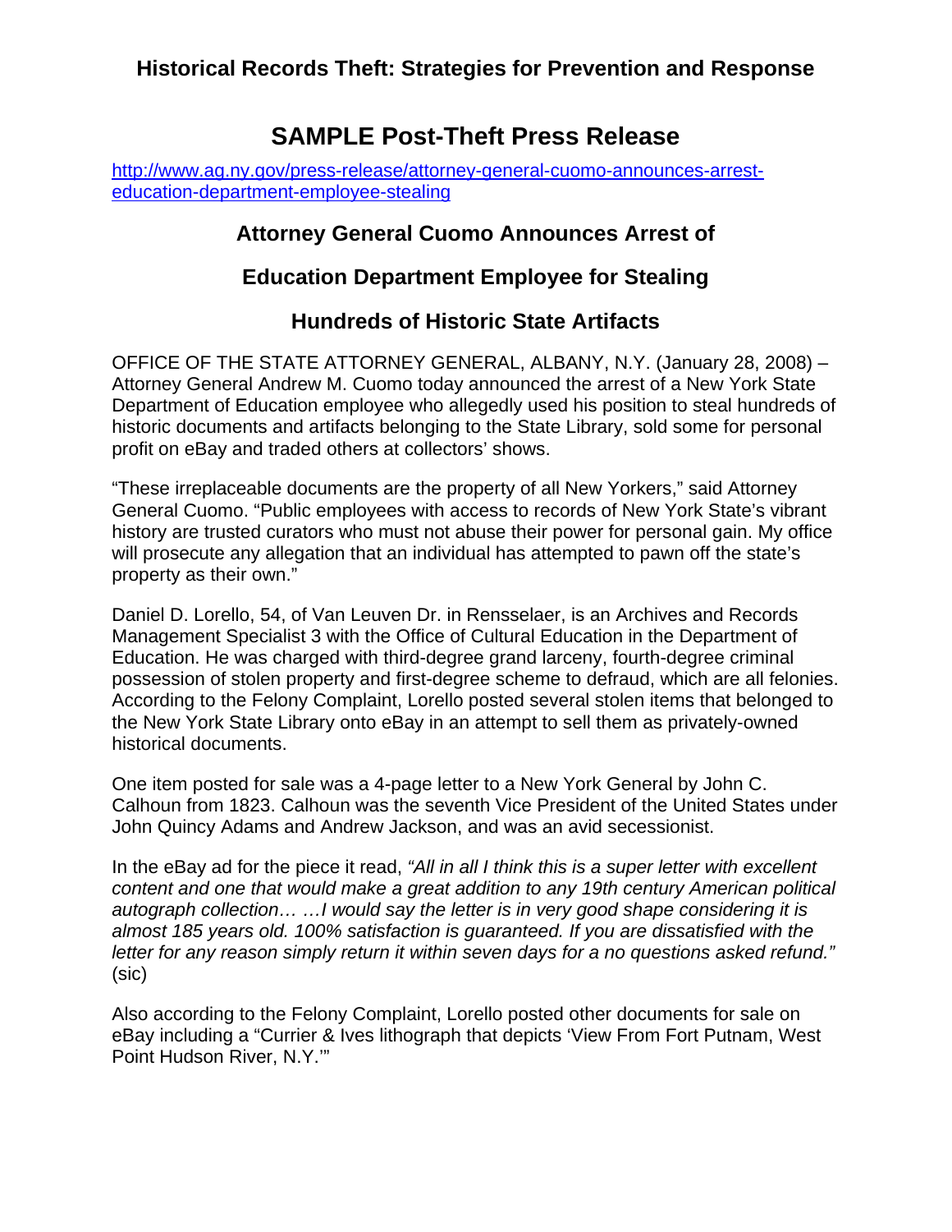## Historical Records Theft: Strategies for Prevention and Response

# SAMPLE Post-Theft Press Release

[http://www.ag.ny.gov/press-release/attorney-general-cuomo-announces-arrest-education-department-employee-stealing](http://www.ag.ny.gov/press-release/attorney-general-cuomo-announces-arrest-education-department-employee-stealing)

### Attorney General Cuomo Announces Arrest of Education Department Employee for Stealing Hundreds of Historic State Artifacts

OFFICE OF THE STATE ATTORNEY GENERAL, ALBANY, N.Y. (January 28, 2008) – Attorney General Andrew M. Cuomo today announced the arrest of a New York State Department of Education employee who allegedly used his position to steal hundreds of historic documents and artifacts belonging to the State Library, sold some for personal profit on eBay and traded others at collectors' shows.

"These irreplaceable documents are the property of all New Yorkers," said Attorney General Cuomo. "Public employees with access to records of New York State's vibrant history are trusted curators who must not abuse their power for personal gain. My office will prosecute any allegation that an individual has attempted to pawn off the state's property as their own."

Daniel D. Lorello, 54, of Van Leuven Dr. in Rensselaer, is an Archives and Records Management Specialist 3 with the Office of Cultural Education in the Department of Education. He was charged with third-degree grand larceny, fourth-degree criminal possession of stolen property and first-degree scheme to defraud, which are all felonies. According to the Felony Complaint, Lorello posted several stolen items that belonged to the New York State Library onto eBay in an attempt to sell them as privately-owned historical documents.

One item posted for sale was a 4-page letter to a New York General by John C. Calhoun from 1823. Calhoun was the seventh Vice President of the United States under John Quincy Adams and Andrew Jackson, and was an avid secessionist.

In the eBay ad for the piece it read, *"All in all I think this is a super letter with excellent content and one that would make a great addition to any 19th century American political autograph collection… …I would say the letter is in very good shape considering it is almost 185 years old. 100% satisfaction is guaranteed. If you are dissatisfied with the letter for any reason simply return it within seven days for a no questions asked refund."* (sic)

Also according to the Felony Complaint, Lorello posted other documents for sale on eBay including a "Currier & Ives lithograph that depicts 'View From Fort Putnam, West Point Hudson River, N.Y.'"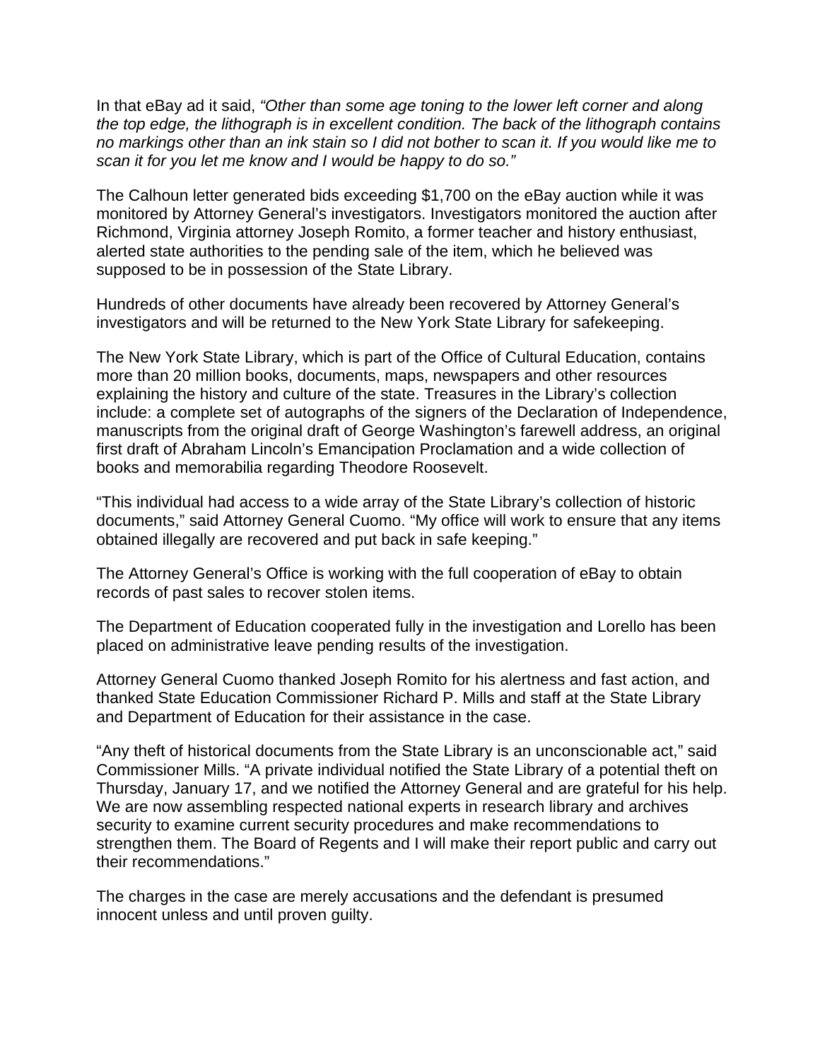In that eBay ad it said, *"Other than some age toning to the lower left corner and along the top edge, the lithograph is in excellent condition. The back of the lithograph contains no markings other than an ink stain so I did not bother to scan it. If you would like me to scan it for you let me know and I would be happy to do so."*

The Calhoun letter generated bids exceeding $1,700 on the eBay auction while it was monitored by Attorney General's investigators. Investigators monitored the auction after Richmond, Virginia attorney Joseph Romito, a former teacher and history enthusiast, alerted state authorities to the pending sale of the item, which he believed was supposed to be in possession of the State Library.

Hundreds of other documents have already been recovered by Attorney General's investigators and will be returned to the New York State Library for safekeeping.

The New York State Library, which is part of the Office of Cultural Education, contains more than 20 million books, documents, maps, newspapers and other resources explaining the history and culture of the state. Treasures in the Library's collection include: a complete set of autographs of the signers of the Declaration of Independence, manuscripts from the original draft of George Washington's farewell address, an original first draft of Abraham Lincoln's Emancipation Proclamation and a wide collection of books and memorabilia regarding Theodore Roosevelt.

"This individual had access to a wide array of the State Library's collection of historic documents," said Attorney General Cuomo. "My office will work to ensure that any items obtained illegally are recovered and put back in safe keeping."

The Attorney General's Office is working with the full cooperation of eBay to obtain records of past sales to recover stolen items.

The Department of Education cooperated fully in the investigation and Lorello has been placed on administrative leave pending results of the investigation.

Attorney General Cuomo thanked Joseph Romito for his alertness and fast action, and thanked State Education Commissioner Richard P. Mills and staff at the State Library and Department of Education for their assistance in the case.

"Any theft of historical documents from the State Library is an unconscionable act," said Commissioner Mills. "A private individual notified the State Library of a potential theft on Thursday, January 17, and we notified the Attorney General and are grateful for his help. We are now assembling respected national experts in research library and archives security to examine current security procedures and make recommendations to strengthen them. The Board of Regents and I will make their report public and carry out their recommendations."

The charges in the case are merely accusations and the defendant is presumed innocent unless and until proven guilty.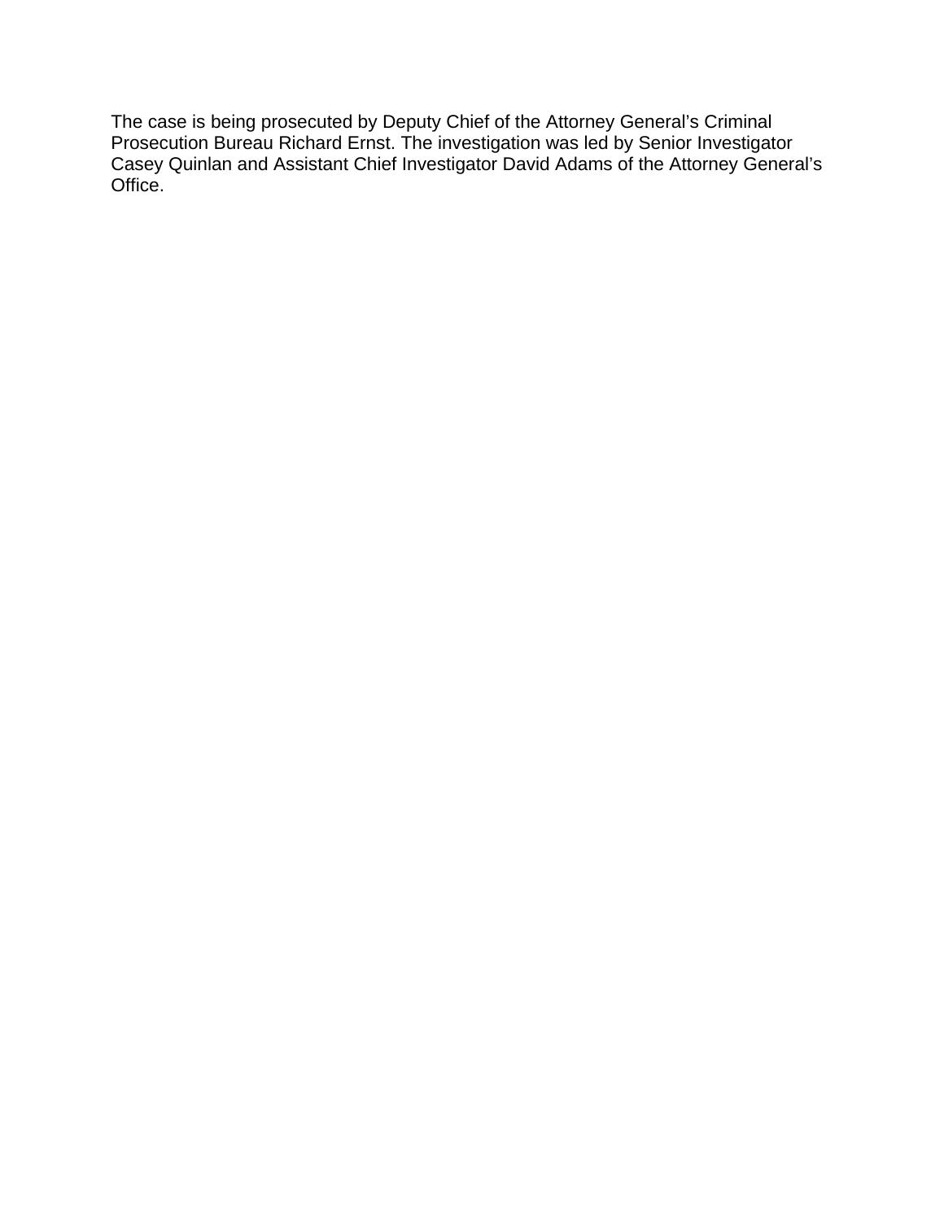The case is being prosecuted by Deputy Chief of the Attorney General’s Criminal Prosecution Bureau Richard Ernst. The investigation was led by Senior Investigator Casey Quinlan and Assistant Chief Investigator David Adams of the Attorney General’s Office.